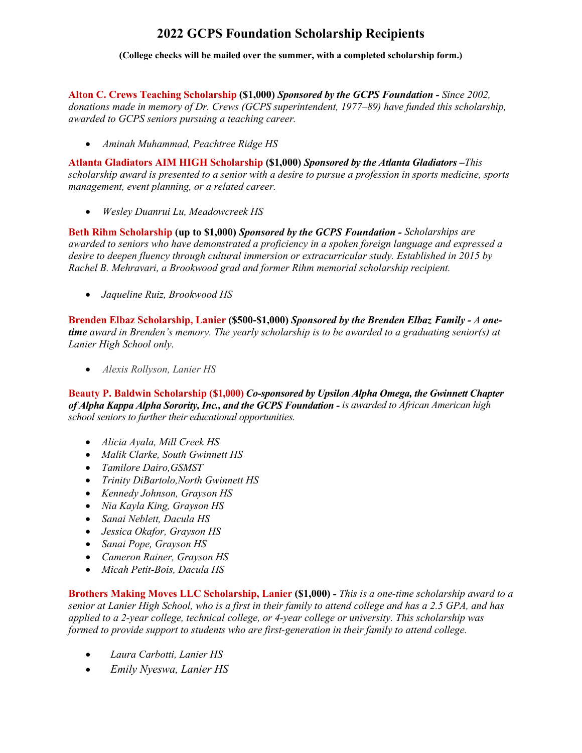# 2022 GCPS Foundation Scholarship Recipients

**(College checks will be mailed over the summer, with a completed scholarship form.)**

**Alton C. Crews Teaching Scholarship** **($1,000)** ***Sponsored by the GCPS Foundation -*** *Since 2002, donations made in memory of Dr. Crews (GCPS superintendent, 1977–89) have funded this scholarship, awarded to GCPS seniors pursuing a teaching career.*

- *Aminah Muhammad, Peachtree Ridge HS*

**Atlanta Gladiators AIM HIGH Scholarship** **($1,000)** ***Sponsored by the Atlanta Gladiators –*** *This scholarship award is presented to a senior with a desire to pursue a profession in sports medicine, sports management, event planning, or a related career.*

- *Wesley Duanrui Lu, Meadowcreek HS*

**Beth Rihm Scholarship** **(up to $1,000)** ***Sponsored by the GCPS Foundation -*** *Scholarships are awarded to seniors who have demonstrated a proficiency in a spoken foreign language and expressed a desire to deepen fluency through cultural immersion or extracurricular study. Established in 2015 by Rachel B. Mehravari, a Brookwood grad and former Rihm memorial scholarship recipient.*

- *Jaqueline Ruiz, Brookwood HS*

**Brenden Elbaz Scholarship, Lanier** **($500-$1,000)** ***Sponsored by the Brenden Elbaz Family -*** *A* ***one-time*** *award in Brenden's memory. The yearly scholarship is to be awarded to a graduating senior(s) at Lanier High School only.*

- *Alexis Rollyson, Lanier HS*

**Beauty P. Baldwin Scholarship ($1,000)** ***Co-sponsored by Upsilon Alpha Omega, the Gwinnett Chapter of Alpha Kappa Alpha Sorority, Inc., and the GCPS Foundation -*** *is awarded to African American high school seniors to further their educational opportunities.*

- *Alicia Ayala, Mill Creek HS*
- *Malik Clarke, South Gwinnett HS*
- *Tamilore Dairo,GSMST*
- *Trinity DiBartolo,North Gwinnett HS*
- *Kennedy Johnson, Grayson HS*
- *Nia Kayla King, Grayson HS*
- *Sanai Neblett, Dacula HS*
- *Jessica Okafor, Grayson HS*
- *Sanai Pope, Grayson HS*
- *Cameron Rainer, Grayson HS*
- *Micah Petit-Bois, Dacula HS*

**Brothers Making Moves LLC Scholarship, Lanier** **($1,000) -** *This is a one-time scholarship award to a senior at Lanier High School, who is a first in their family to attend college and has a 2.5 GPA, and has applied to a 2-year college, technical college, or 4-year college or university. This scholarship was formed to provide support to students who are first-generation in their family to attend college.*

- *Laura Carbotti, Lanier HS*
- *Emily Nyeswa, Lanier HS*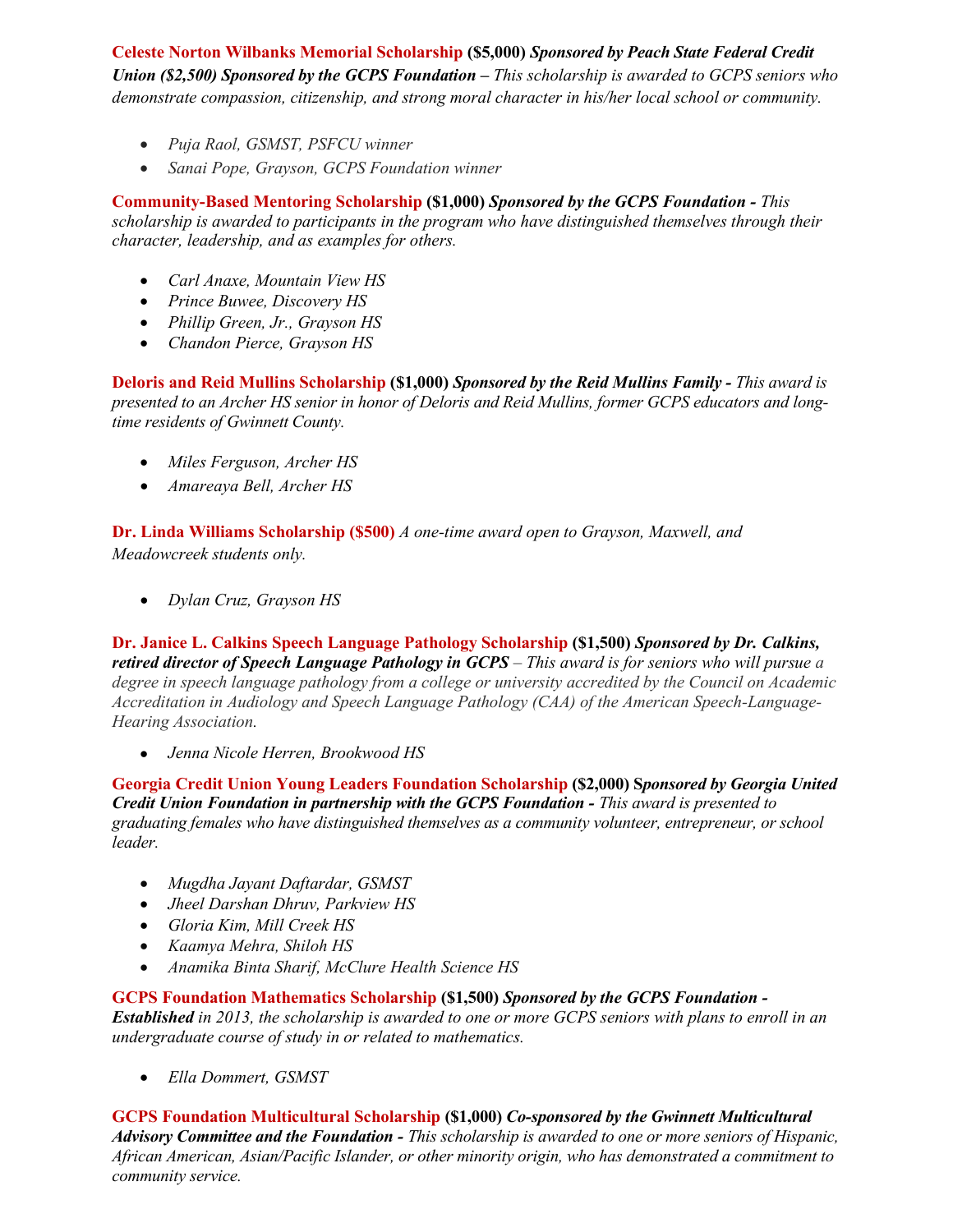**Celeste Norton Wilbanks Memorial Scholarship** **($5,000)** ***Sponsored by Peach State Federal Credit Union ($2,500) Sponsored by the GCPS Foundation*** *– This scholarship is awarded to GCPS seniors who demonstrate compassion, citizenship, and strong moral character in his/her local school or community.*

- *Puja Raol, GSMST, PSFCU winner*
- *Sanai Pope, Grayson, GCPS Foundation winner*

**Community-Based Mentoring Scholarship** **($1,000)** ***Sponsored by the GCPS Foundation*** *- This scholarship is awarded to participants in the program who have distinguished themselves through their character, leadership, and as examples for others.*

- *Carl Anaxe, Mountain View HS*
- *Prince Buwee, Discovery HS*
- *Phillip Green, Jr., Grayson HS*
- *Chandon Pierce, Grayson HS*

**Deloris and Reid Mullins Scholarship** **($1,000)** ***Sponsored by the Reid Mullins Family*** *- This award is presented to an Archer HS senior in honor of Deloris and Reid Mullins, former GCPS educators and long-time residents of Gwinnett County.*

- *Miles Ferguson, Archer HS*
- *Amareaya Bell, Archer HS*

**Dr. Linda Williams Scholarship ($500)** *A one-time award open to Grayson, Maxwell, and Meadowcreek students only.*

- *Dylan Cruz, Grayson HS*

**Dr. Janice L. Calkins Speech Language Pathology Scholarship** **($1,500)** ***Sponsored by Dr. Calkins, retired director of Speech Language Pathology in GCPS*** *– This award is for seniors who will pursue a degree in speech language pathology from a college or university accredited by the Council on Academic Accreditation in Audiology and Speech Language Pathology (CAA) of the American Speech-Language-Hearing Association.*

- *Jenna Nicole Herren, Brookwood HS*

**Georgia Credit Union Young Leaders Foundation Scholarship** **($2,000)** ***Sponsored by Georgia United Credit Union Foundation in partnership with the GCPS Foundation*** *- This award is presented to graduating females who have distinguished themselves as a community volunteer, entrepreneur, or school leader.*

- *Mugdha Jayant Daftardar, GSMST*
- *Jheel Darshan Dhruv, Parkview HS*
- *Gloria Kim, Mill Creek HS*
- *Kaamya Mehra, Shiloh HS*
- *Anamika Binta Sharif, McClure Health Science HS*

**GCPS Foundation Mathematics Scholarship** **($1,500)** ***Sponsored by the GCPS Foundation - Established*** *in 2013, the scholarship is awarded to one or more GCPS seniors with plans to enroll in an undergraduate course of study in or related to mathematics.*

- *Ella Dommert, GSMST*

**GCPS Foundation Multicultural Scholarship** **($1,000)** ***Co-sponsored by the Gwinnett Multicultural Advisory Committee and the Foundation*** *- This scholarship is awarded to one or more seniors of Hispanic, African American, Asian/Pacific Islander, or other minority origin, who has demonstrated a commitment to community service.*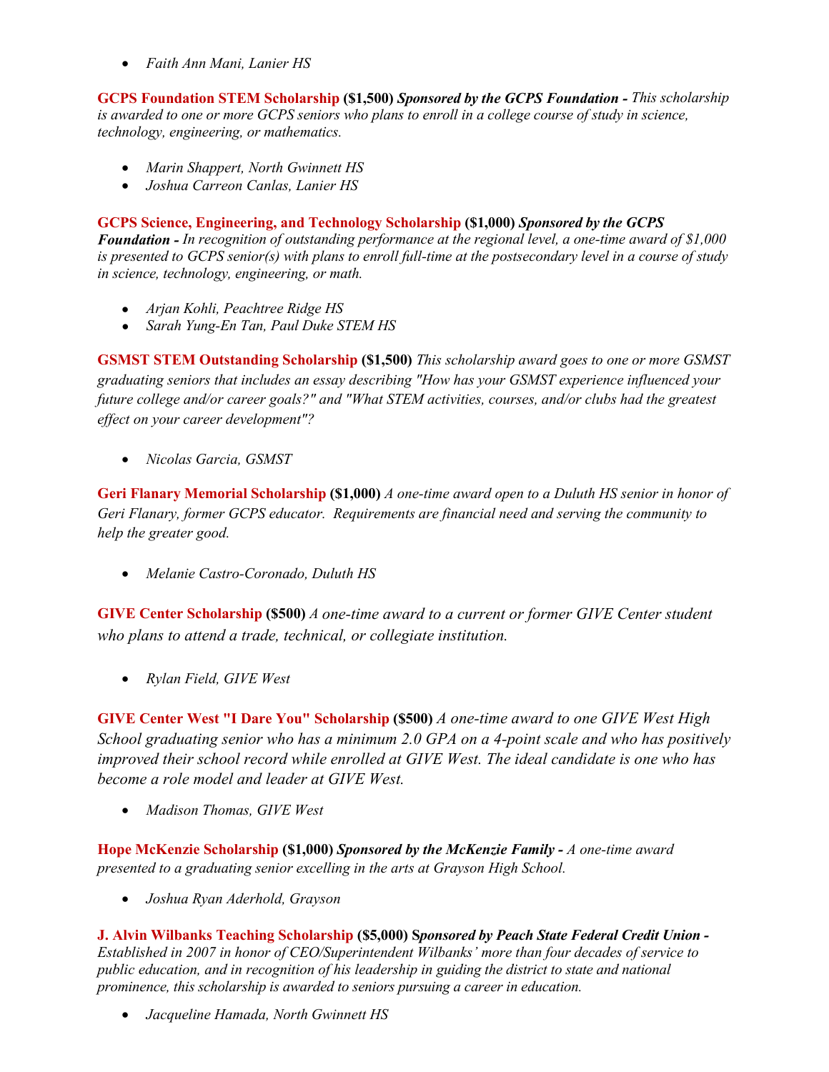- *Faith Ann Mani, Lanier HS*

**GCPS Foundation STEM Scholarship ($1,500)** ***Sponsored by the GCPS Foundation -*** *This scholarship is awarded to one or more GCPS seniors who plans to enroll in a college course of study in science, technology, engineering, or mathematics.*

- *Marin Shappert, North Gwinnett HS*
- *Joshua Carreon Canlas, Lanier HS*

**GCPS Science, Engineering, and Technology Scholarship ($1,000)** ***Sponsored by the GCPS Foundation -*** *In recognition of outstanding performance at the regional level, a one-time award of $1,000 is presented to GCPS senior(s) with plans to enroll full-time at the postsecondary level in a course of study in science, technology, engineering, or math.*

- *Arjan Kohli, Peachtree Ridge HS*
- *Sarah Yung-En Tan, Paul Duke STEM HS*

**GSMST STEM Outstanding Scholarship ($1,500)** *This scholarship award goes to one or more GSMST graduating seniors that includes an essay describing "How has your GSMST experience influenced your future college and/or career goals?" and "What STEM activities, courses, and/or clubs had the greatest effect on your career development"?*

- *Nicolas Garcia, GSMST*

**Geri Flanary Memorial Scholarship ($1,000)** *A one-time award open to a Duluth HS senior in honor of Geri Flanary, former GCPS educator. Requirements are financial need and serving the community to help the greater good.*

- *Melanie Castro-Coronado, Duluth HS*

**GIVE Center Scholarship ($500)** *A one-time award to a current or former GIVE Center student who plans to attend a trade, technical, or collegiate institution.*

- *Rylan Field, GIVE West*

**GIVE Center West "I Dare You" Scholarship ($500)** *A one-time award to one GIVE West High School graduating senior who has a minimum 2.0 GPA on a 4-point scale and who has positively improved their school record while enrolled at GIVE West. The ideal candidate is one who has become a role model and leader at GIVE West.*

- *Madison Thomas, GIVE West*

**Hope McKenzie Scholarship ($1,000)** ***Sponsored by the McKenzie Family -*** *A one-time award presented to a graduating senior excelling in the arts at Grayson High School.*

- *Joshua Ryan Aderhold, Grayson*

**J. Alvin Wilbanks Teaching Scholarship ($5,000)** ***Sponsored by Peach State Federal Credit Union -*** *Established in 2007 in honor of CEO/Superintendent Wilbanks' more than four decades of service to public education, and in recognition of his leadership in guiding the district to state and national prominence, this scholarship is awarded to seniors pursuing a career in education.*

- *Jacqueline Hamada, North Gwinnett HS*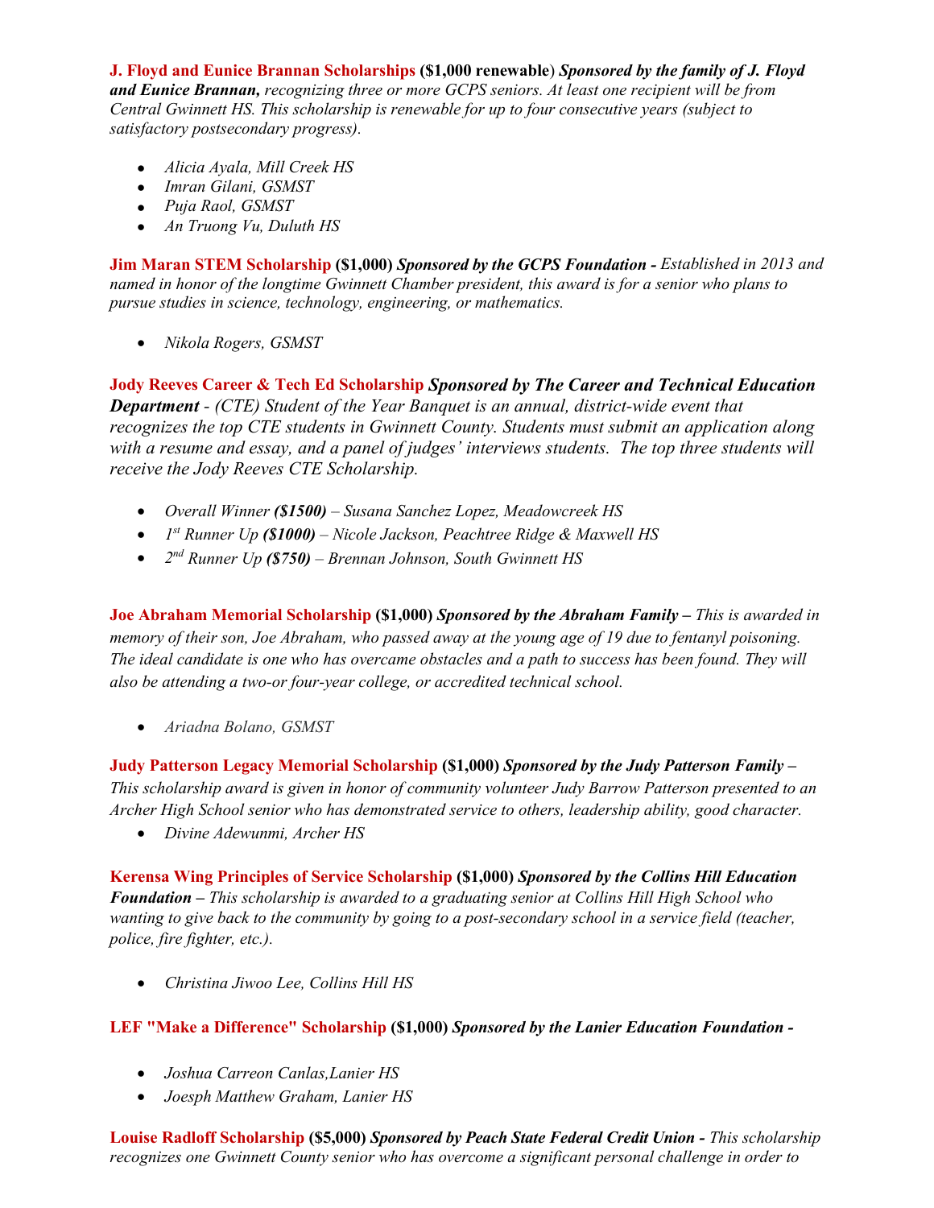**J. Floyd and Eunice Brannan Scholarships** **($1,000 renewable)** ***Sponsored by the family of J. Floyd and Eunice Brannan,*** *recognizing three or more GCPS seniors. At least one recipient will be from Central Gwinnett HS. This scholarship is renewable for up to four consecutive years (subject to satisfactory postsecondary progress).*

- *Alicia Ayala, Mill Creek HS*
- *Imran Gilani, GSMST*
- *Puja Raol, GSMST*
- *An Truong Vu, Duluth HS*

**Jim Maran STEM Scholarship** **($1,000)** ***Sponsored by the GCPS Foundation -*** *Established in 2013 and named in honor of the longtime Gwinnett Chamber president, this award is for a senior who plans to pursue studies in science, technology, engineering, or mathematics.*

- *Nikola Rogers, GSMST*

**Jody Reeves Career & Tech Ed Scholarship** ***Sponsored by The Career and Technical Education Department*** *- (CTE) Student of the Year Banquet is an annual, district-wide event that recognizes the top CTE students in Gwinnett County. Students must submit an application along with a resume and essay, and a panel of judges' interviews students. The top three students will receive the Jody Reeves CTE Scholarship.*

- *Overall Winner **($1500)** – Susana Sanchez Lopez, Meadowcreek HS*
- *1st Runner Up **($1000)** – Nicole Jackson, Peachtree Ridge & Maxwell HS*
- *2nd Runner Up **($750)** – Brennan Johnson, South Gwinnett HS*

**Joe Abraham Memorial Scholarship** **($1,000)** ***Sponsored by the Abraham Family –*** *This is awarded in memory of their son, Joe Abraham, who passed away at the young age of 19 due to fentanyl poisoning. The ideal candidate is one who has overcame obstacles and a path to success has been found. They will also be attending a two-or four-year college, or accredited technical school.*

- *Ariadna Bolano, GSMST*

**Judy Patterson Legacy Memorial Scholarship** **($1,000)** ***Sponsored by the Judy Patterson Family –*** *This scholarship award is given in honor of community volunteer Judy Barrow Patterson presented to an Archer High School senior who has demonstrated service to others, leadership ability, good character.*

- *Divine Adewunmi, Archer HS*

**Kerensa Wing Principles of Service Scholarship** **($1,000)** ***Sponsored by the Collins Hill Education Foundation –*** *This scholarship is awarded to a graduating senior at Collins Hill High School who wanting to give back to the community by going to a post-secondary school in a service field (teacher, police, fire fighter, etc.).*

- *Christina Jiwoo Lee, Collins Hill HS*

**LEF "Make a Difference" Scholarship** **($1,000)** ***Sponsored by the Lanier Education Foundation -***

- *Joshua Carreon Canlas,Lanier HS*
- *Joesph Matthew Graham, Lanier HS*

**Louise Radloff Scholarship** **($5,000)** ***Sponsored by Peach State Federal Credit Union -*** *This scholarship recognizes one Gwinnett County senior who has overcome a significant personal challenge in order to*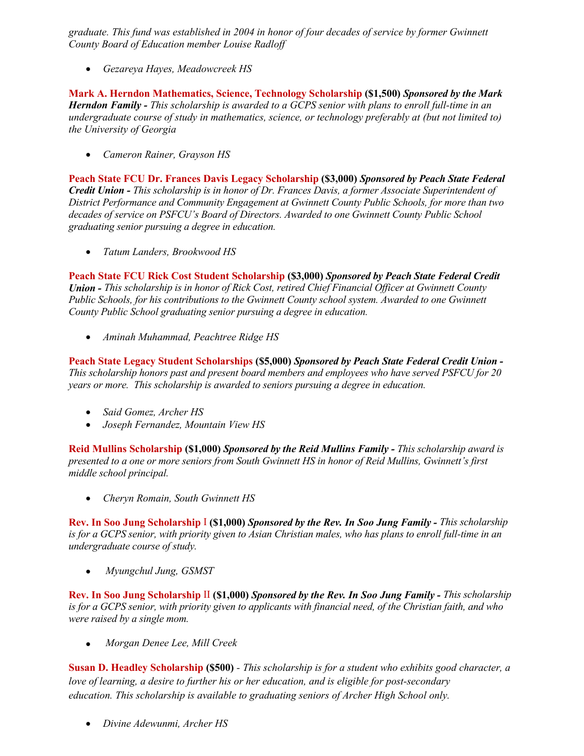*graduate. This fund was established in 2004 in honor of four decades of service by former Gwinnett County Board of Education member Louise Radloff*

- *Gezareya Hayes, Meadowcreek HS*

**Mark A. Herndon Mathematics, Science, Technology Scholarship ($1,500)** ***Sponsored by the Mark Herndon Family -*** *This scholarship is awarded to a GCPS senior with plans to enroll full-time in an undergraduate course of study in mathematics, science, or technology preferably at (but not limited to) the University of Georgia*

- *Cameron Rainer, Grayson HS*

**Peach State FCU Dr. Frances Davis Legacy Scholarship ($3,000)** ***Sponsored by Peach State Federal Credit Union -*** *This scholarship is in honor of Dr. Frances Davis, a former Associate Superintendent of District Performance and Community Engagement at Gwinnett County Public Schools, for more than two decades of service on PSFCU's Board of Directors. Awarded to one Gwinnett County Public School graduating senior pursuing a degree in education.*

- *Tatum Landers, Brookwood HS*

**Peach State FCU Rick Cost Student Scholarship ($3,000)** ***Sponsored by Peach State Federal Credit Union -*** *This scholarship is in honor of Rick Cost, retired Chief Financial Officer at Gwinnett County Public Schools, for his contributions to the Gwinnett County school system. Awarded to one Gwinnett County Public School graduating senior pursuing a degree in education.*

- *Aminah Muhammad, Peachtree Ridge HS*

**Peach State Legacy Student Scholarships ($5,000)** ***Sponsored by Peach State Federal Credit Union -*** *This scholarship honors past and present board members and employees who have served PSFCU for 20 years or more. This scholarship is awarded to seniors pursuing a degree in education.*

- *Said Gomez, Archer HS*
- *Joseph Fernandez, Mountain View HS*

**Reid Mullins Scholarship ($1,000)** ***Sponsored by the Reid Mullins Family -*** *This scholarship award is presented to a one or more seniors from South Gwinnett HS in honor of Reid Mullins, Gwinnett's first middle school principal.*

- *Cheryn Romain, South Gwinnett HS*

**Rev. In Soo Jung Scholarship I ($1,000)** ***Sponsored by the Rev. In Soo Jung Family -*** *This scholarship is for a GCPS senior, with priority given to Asian Christian males, who has plans to enroll full-time in an undergraduate course of study.*

- *Myungchul Jung, GSMST*

**Rev. In Soo Jung Scholarship II ($1,000)** ***Sponsored by the Rev. In Soo Jung Family -*** *This scholarship is for a GCPS senior, with priority given to applicants with financial need, of the Christian faith, and who were raised by a single mom.*

- *Morgan Denee Lee, Mill Creek*

**Susan D. Headley Scholarship ($500)** - *This scholarship is for a student who exhibits good character, a love of learning, a desire to further his or her education, and is eligible for post-secondary education. This scholarship is available to graduating seniors of Archer High School only.*

- *Divine Adewunmi, Archer HS*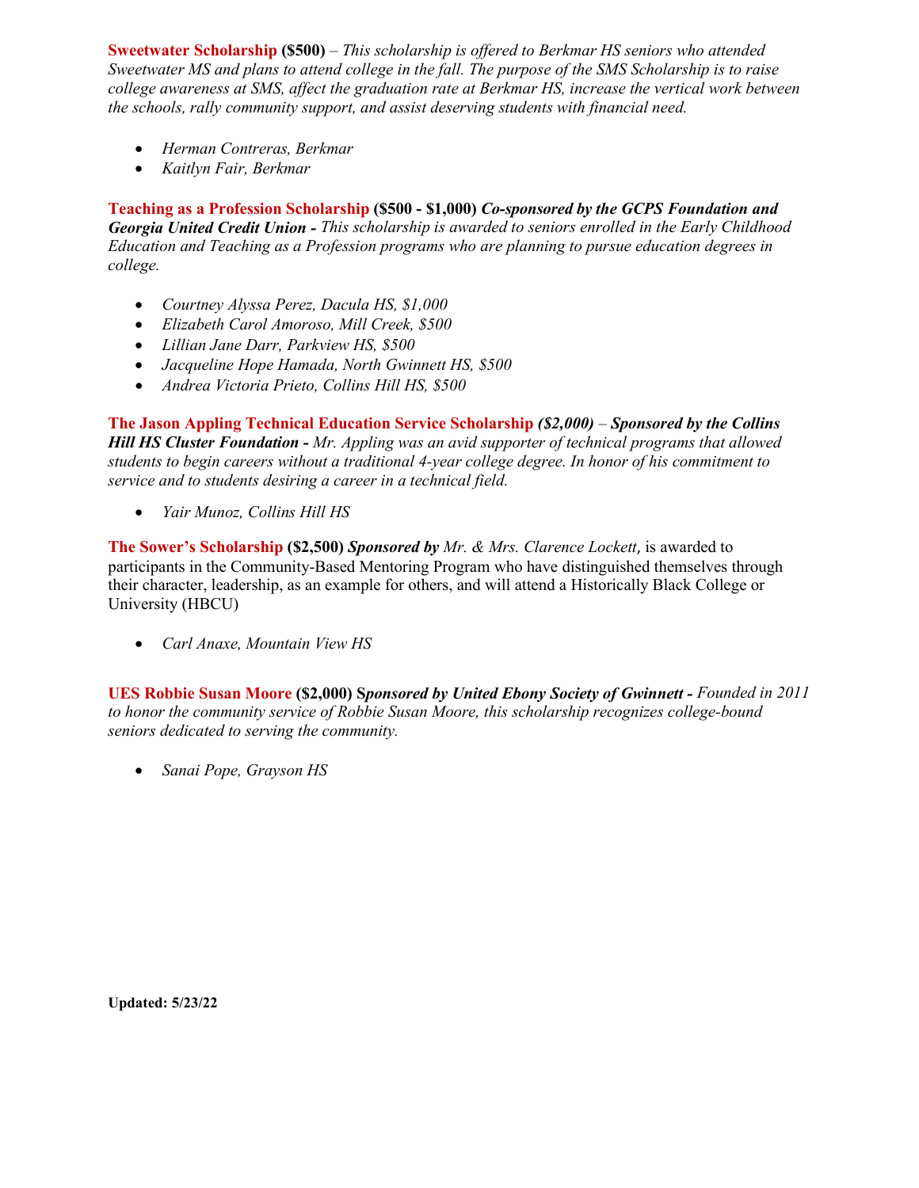**Sweetwater Scholarship** **($500)** – *This scholarship is offered to Berkmar HS seniors who attended Sweetwater MS and plans to attend college in the fall. The purpose of the SMS Scholarship is to raise college awareness at SMS, affect the graduation rate at Berkmar HS, increase the vertical work between the schools, rally community support, and assist deserving students with financial need.*

- *Herman Contreras, Berkmar*
- *Kaitlyn Fair, Berkmar*

**Teaching as a Profession Scholarship** **($500 - $1,000)** ***Co-sponsored by the GCPS Foundation and Georgia United Credit Union -*** *This scholarship is awarded to seniors enrolled in the Early Childhood Education and Teaching as a Profession programs who are planning to pursue education degrees in college.*

- *Courtney Alyssa Perez, Dacula HS, $1,000*
- *Elizabeth Carol Amoroso, Mill Creek, $500*
- *Lillian Jane Darr, Parkview HS, $500*
- *Jacqueline Hope Hamada, North Gwinnett HS, $500*
- *Andrea Victoria Prieto, Collins Hill HS, $500*

**The Jason Appling Technical Education Service Scholarship** ***($2,000)*** – ***Sponsored by the Collins Hill HS Cluster Foundation -*** *Mr. Appling was an avid supporter of technical programs that allowed students to begin careers without a traditional 4-year college degree. In honor of his commitment to service and to students desiring a career in a technical field.*

- *Yair Munoz, Collins Hill HS*

**The Sower's Scholarship** **($2,500)** ***Sponsored by*** *Mr. & Mrs. Clarence Lockett*, is awarded to participants in the Community-Based Mentoring Program who have distinguished themselves through their character, leadership, as an example for others, and will attend a Historically Black College or University (HBCU)

- *Carl Anaxe, Mountain View HS*

**UES Robbie Susan Moore** **($2,000)** **S*ponsored by United Ebony Society of Gwinnett -*** *Founded in 2011 to honor the community service of Robbie Susan Moore, this scholarship recognizes college-bound seniors dedicated to serving the community.*

- *Sanai Pope, Grayson HS*

**Updated: 5/23/22**